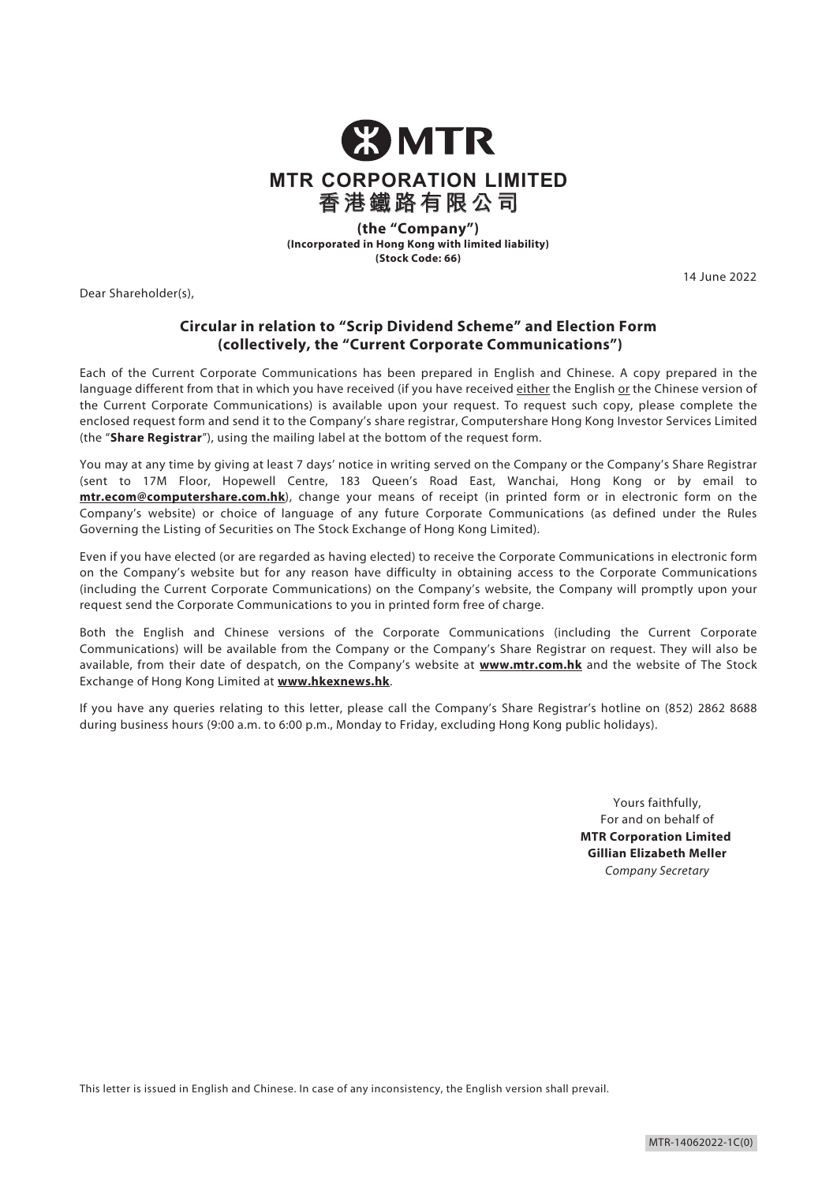# MTR CORPORATION LIMITED

# 香港鐵路有限公司

**(the "Company")**
**(Incorporated in Hong Kong with limited liability)**
**(Stock Code: 66)**

14 June 2022

Dear Shareholder(s),

## Circular in relation to "Scrip Dividend Scheme" and Election Form (collectively, the "Current Corporate Communications")

Each of the Current Corporate Communications has been prepared in English and Chinese. A copy prepared in the language different from that in which you have received (if you have received either the English or the Chinese version of the Current Corporate Communications) is available upon your request. To request such copy, please complete the enclosed request form and send it to the Company's share registrar, Computershare Hong Kong Investor Services Limited (the "**Share Registrar**"), using the mailing label at the bottom of the request form.

You may at any time by giving at least 7 days' notice in writing served on the Company or the Company's Share Registrar (sent to 17M Floor, Hopewell Centre, 183 Queen's Road East, Wanchai, Hong Kong or by email to **mtr.ecom@computershare.com.hk**), change your means of receipt (in printed form or in electronic form on the Company's website) or choice of language of any future Corporate Communications (as defined under the Rules Governing the Listing of Securities on The Stock Exchange of Hong Kong Limited).

Even if you have elected (or are regarded as having elected) to receive the Corporate Communications in electronic form on the Company's website but for any reason have difficulty in obtaining access to the Corporate Communications (including the Current Corporate Communications) on the Company's website, the Company will promptly upon your request send the Corporate Communications to you in printed form free of charge.

Both the English and Chinese versions of the Corporate Communications (including the Current Corporate Communications) will be available from the Company or the Company's Share Registrar on request. They will also be available, from their date of despatch, on the Company's website at **www.mtr.com.hk** and the website of The Stock Exchange of Hong Kong Limited at **www.hkexnews.hk**.

If you have any queries relating to this letter, please call the Company's Share Registrar's hotline on (852) 2862 8688 during business hours (9:00 a.m. to 6:00 p.m., Monday to Friday, excluding Hong Kong public holidays).

Yours faithfully,
For and on behalf of
**MTR Corporation Limited**
**Gillian Elizabeth Meller**
*Company Secretary*

This letter is issued in English and Chinese. In case of any inconsistency, the English version shall prevail.

MTR-14062022-1C(0)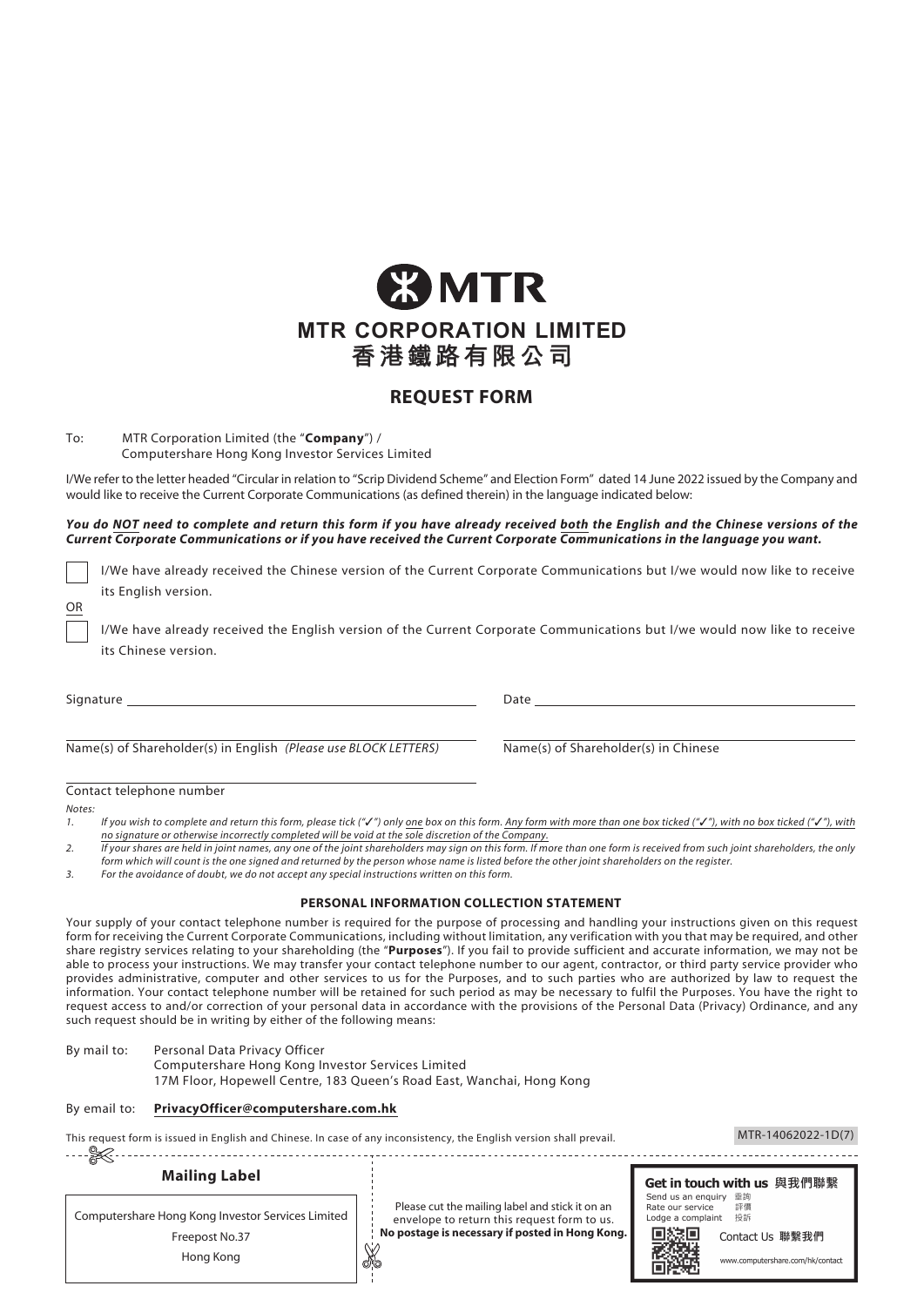# MTR CORPORATION LIMITED

# 香港鐵路有限公司

## REQUEST FORM

To: MTR Corporation Limited (the "**Company**") /
Computershare Hong Kong Investor Services Limited

I/We refer to the letter headed "Circular in relation to "Scrip Dividend Scheme" and Election Form" dated 14 June 2022 issued by the Company and would like to receive the Current Corporate Communications (as defined therein) in the language indicated below:

***You do NOT need to complete and return this form if you have already received both the English and the Chinese versions of the Current Corporate Communications or if you have received the Current Corporate Communications in the language you want.***

☐ I/We have already received the Chinese version of the Current Corporate Communications but I/we would now like to receive its English version.

OR

☐ I/We have already received the English version of the Current Corporate Communications but I/we would now like to receive its Chinese version.

Signature ______________________ Date ______________________

Name(s) of Shareholder(s) in English *(Please use BLOCK LETTERS)* ______________________

Name(s) of Shareholder(s) in Chinese ______________________

Contact telephone number ______________________

*Notes:*

1. *If you wish to complete and return this form, please tick ("✓") only one box on this form. Any form with more than one box ticked ("✓"), with no box ticked ("✓"), with no signature or otherwise incorrectly completed will be void at the sole discretion of the Company.*
2. *If your shares are held in joint names, any one of the joint shareholders may sign on this form. If more than one form is received from such joint shareholders, the only form which will count is the one signed and returned by the person whose name is listed before the other joint shareholders on the register.*
3. *For the avoidance of doubt, we do not accept any special instructions written on this form.*

### PERSONAL INFORMATION COLLECTION STATEMENT

Your supply of your contact telephone number is required for the purpose of processing and handling your instructions given on this request form for receiving the Current Corporate Communications, including without limitation, any verification with you that may be required, and other share registry services relating to your shareholding (the "**Purposes**"). If you fail to provide sufficient and accurate information, we may not be able to process your instructions. We may transfer your contact telephone number to our agent, contractor, or third party service provider who provides administrative, computer and other services to us for the Purposes, and to such parties who are authorized by law to request the information. Your contact telephone number will be retained for such period as may be necessary to fulfil the Purposes. You have the right to request access to and/or correction of your personal data in accordance with the provisions of the Personal Data (Privacy) Ordinance, and any such request should be in writing by either of the following means:

By mail to: Personal Data Privacy Officer
Computershare Hong Kong Investor Services Limited
17M Floor, Hopewell Centre, 183 Queen's Road East, Wanchai, Hong Kong

By email to: **PrivacyOfficer@computershare.com.hk**

This request form is issued in English and Chinese. In case of any inconsistency, the English version shall prevail.

MTR-14062022-1D(7)

**Mailing Label**

Computershare Hong Kong Investor Services Limited
Freepost No.37
Hong Kong

Please cut the mailing label and stick it on an envelope to return this request form to us.
**No postage is necessary if posted in Hong Kong.**

**Get in touch with us 與我們聯繫**
Send us an enquiry 垂詢
Rate our service 評價
Lodge a complaint 投訴
Contact Us 聯繫我們
www.computershare.com/hk/contact